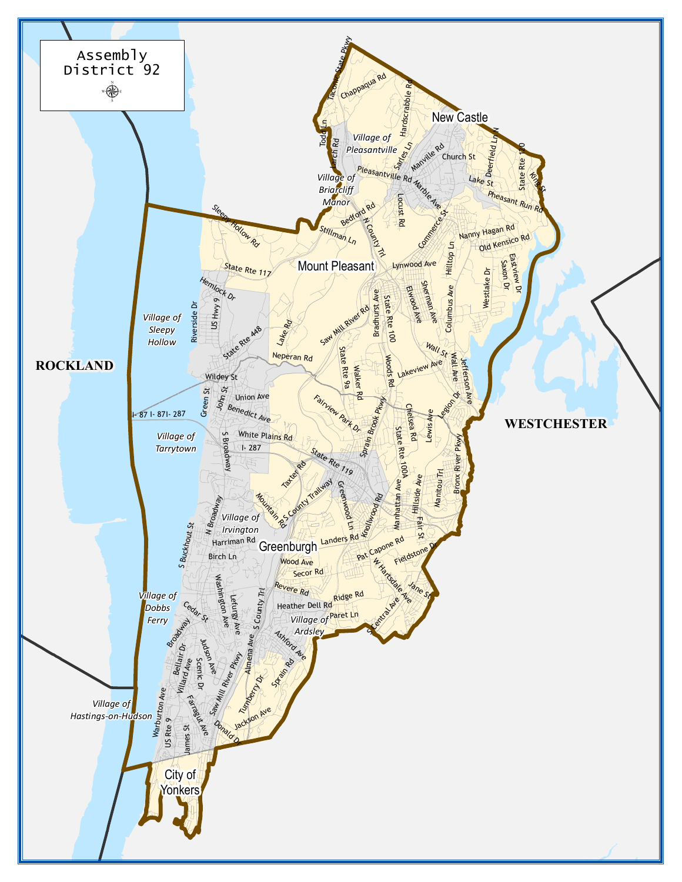# Assembly District 92

ROCKLAND

WESTCHESTER

New Castle

Mount Pleasant

Greenburgh

City of Yonkers

*Village of Pleasantville*

*Village of Briarcliff Manor*

*Village of Sleepy Hollow*

*Village of Tarrytown*

*Village of Irvington*

*Village of Dobbs Ferry*

*Village of Ardsley*

*Village of Hastings-on-Hudson*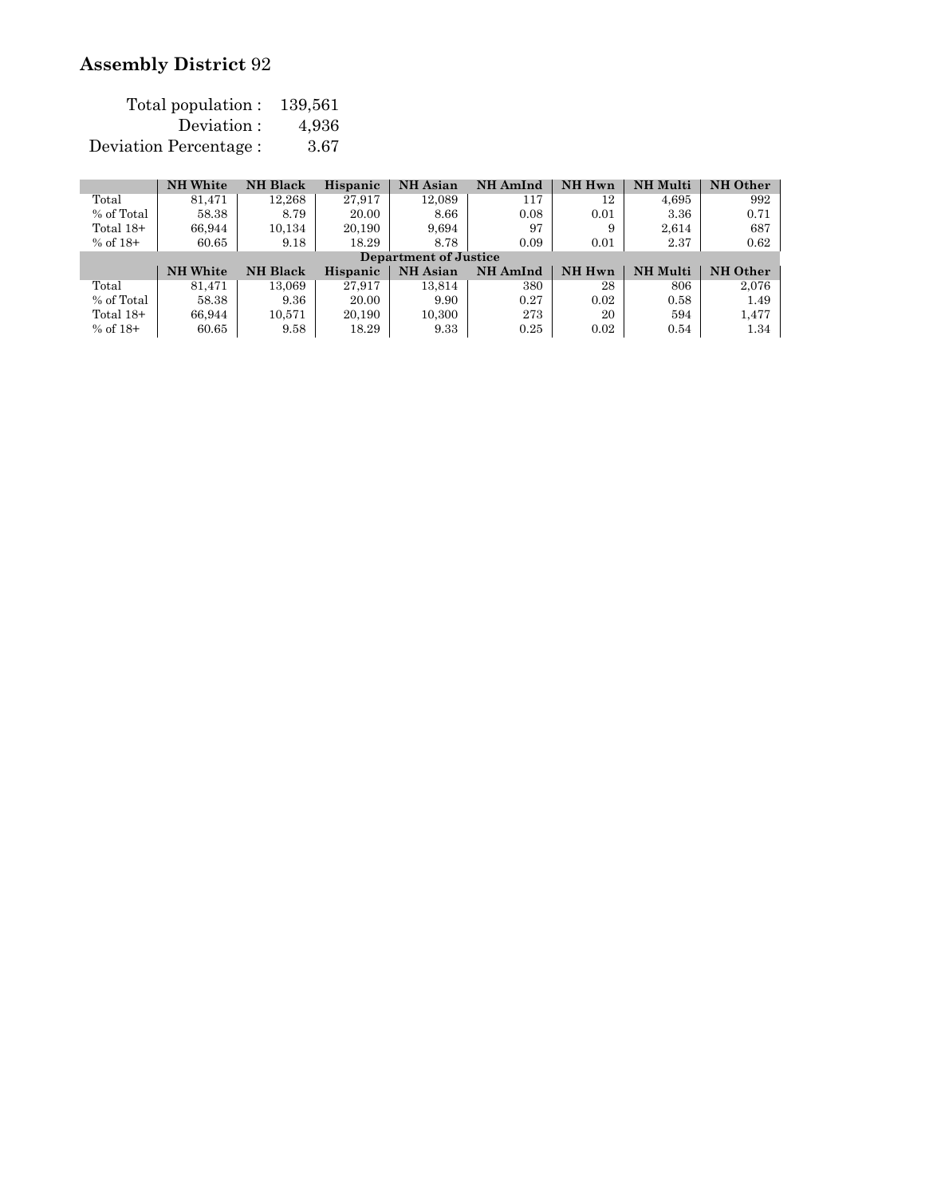## **Assembly District** 92

Total population : 139,561
Deviation : 4,936
Deviation Percentage : 3.67

| | NH White | NH Black | Hispanic | NH Asian | NH AmInd | NH Hwn | NH Multi | NH Other |
|---|---|---|---|---|---|---|---|---|
| Total | 81,471 | 12,268 | 27,917 | 12,089 | 117 | 12 | 4,695 | 992 |
| % of Total | 58.38 | 8.79 | 20.00 | 8.66 | 0.08 | 0.01 | 3.36 | 0.71 |
| Total 18+ | 66,944 | 10,134 | 20,190 | 9,694 | 97 | 9 | 2,614 | 687 |
| % of 18+ | 60.65 | 9.18 | 18.29 | 8.78 | 0.09 | 0.01 | 2.37 | 0.62 |
| **Department of Justice** | | | | | | | | |
| | **NH White** | **NH Black** | **Hispanic** | **NH Asian** | **NH AmInd** | **NH Hwn** | **NH Multi** | **NH Other** |
| Total | 81,471 | 13,069 | 27,917 | 13,814 | 380 | 28 | 806 | 2,076 |
| % of Total | 58.38 | 9.36 | 20.00 | 9.90 | 0.27 | 0.02 | 0.58 | 1.49 |
| Total 18+ | 66,944 | 10,571 | 20,190 | 10,300 | 273 | 20 | 594 | 1,477 |
| % of 18+ | 60.65 | 9.58 | 18.29 | 9.33 | 0.25 | 0.02 | 0.54 | 1.34 |